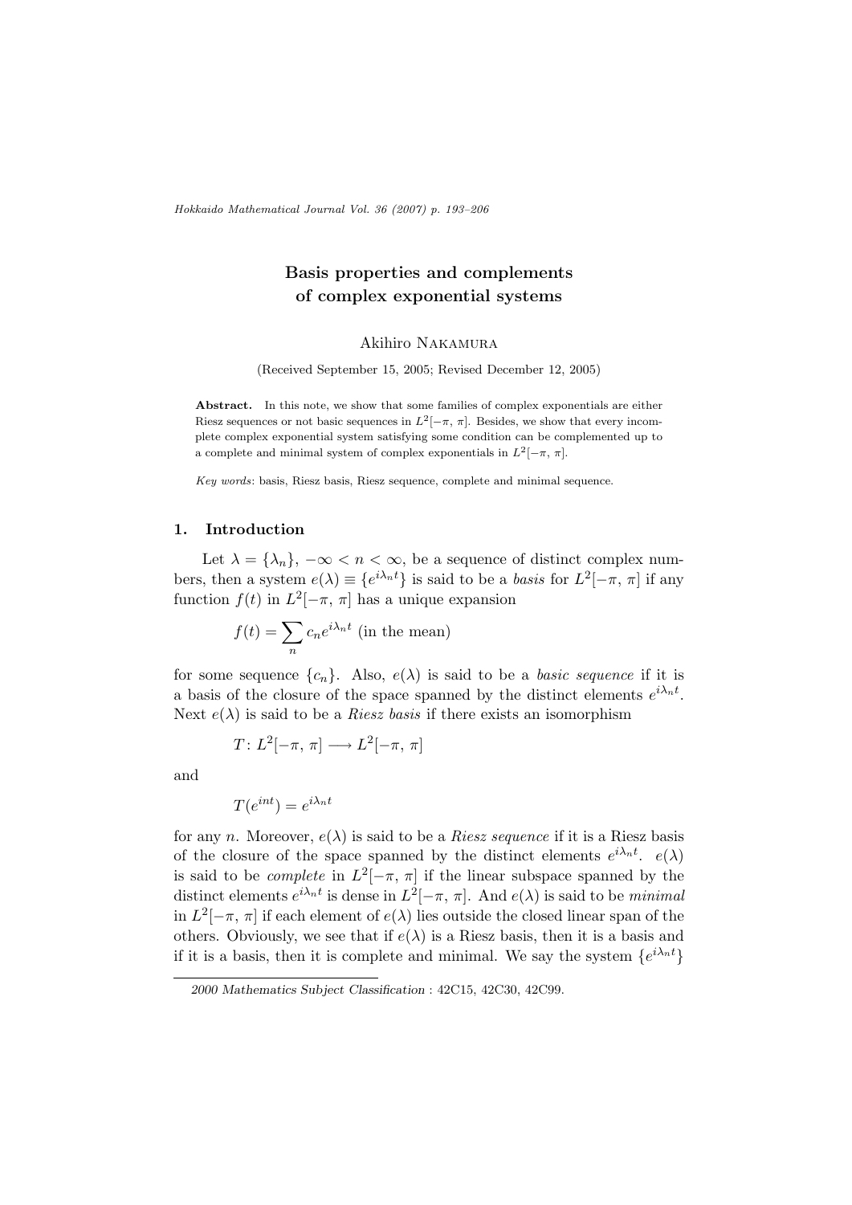# Basis properties and complements of complex exponential systems

Akihiro Nakamura

(Received September 15, 2005; Revised December 12, 2005)

**Abstract.** In this note, we show that some families of complex exponentials are either Riesz sequences or not basic sequences in $L^2[-\pi, \pi]$. Besides, we show that every incomplete complex exponential system satisfying some condition can be complemented up to a complete and minimal system of complex exponentials in $L^2[-\pi, \pi]$.

*Key words*: basis, Riesz basis, Riesz sequence, complete and minimal sequence.

## 1. Introduction

Let $\lambda = \{\lambda_n\}$, $-\infty < n < \infty$, be a sequence of distinct complex numbers, then a system $e(\lambda) \equiv \{e^{i\lambda_n t}\}$ is said to be a *basis* for $L^2[-\pi, \pi]$ if any function $f(t)$ in $L^2[-\pi, \pi]$ has a unique expansion

$$f(t) = \sum_n c_n e^{i\lambda_n t} \text{ (in the mean)}$$

for some sequence $\{c_n\}$. Also, $e(\lambda)$ is said to be a *basic sequence* if it is a basis of the closure of the space spanned by the distinct elements $e^{i\lambda_n t}$. Next $e(\lambda)$ is said to be a *Riesz basis* if there exists an isomorphism

$$T\colon L^2[-\pi, \pi] \longrightarrow L^2[-\pi, \pi]$$

and

$$T(e^{int}) = e^{i\lambda_n t}$$

for any $n$. Moreover, $e(\lambda)$ is said to be a *Riesz sequence* if it is a Riesz basis of the closure of the space spanned by the distinct elements $e^{i\lambda_n t}$. $e(\lambda)$ is said to be *complete* in $L^2[-\pi, \pi]$ if the linear subspace spanned by the distinct elements $e^{i\lambda_n t}$ is dense in $L^2[-\pi, \pi]$. And $e(\lambda)$ is said to be *minimal* in $L^2[-\pi, \pi]$ if each element of $e(\lambda)$ lies outside the closed linear span of the others. Obviously, we see that if $e(\lambda)$ is a Riesz basis, then it is a basis and if it is a basis, then it is complete and minimal. We say the system $\{e^{i\lambda_n t}\}$

2000 *Mathematics Subject Classification* : 42C15, 42C30, 42C99.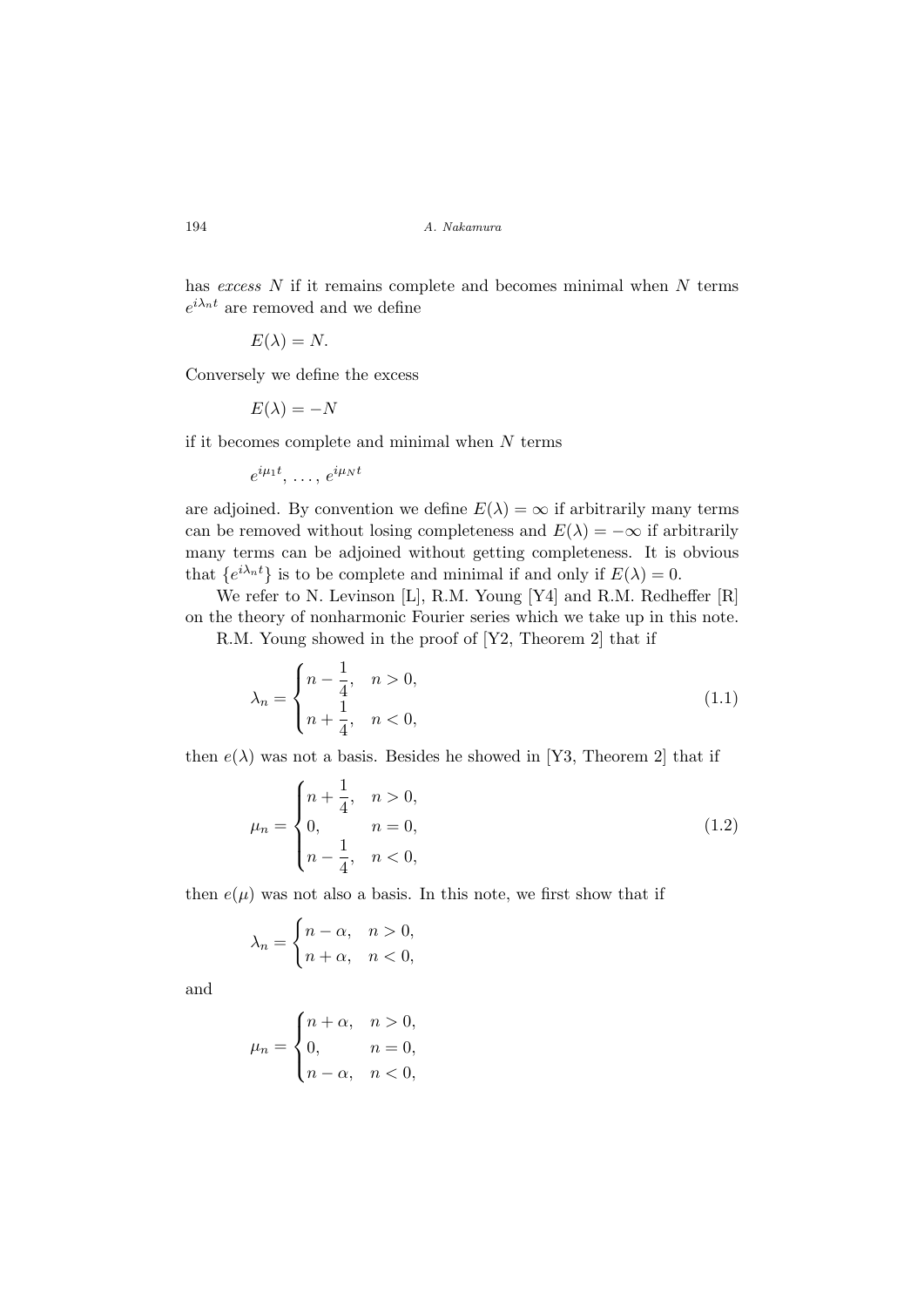has *excess* $N$ if it remains complete and becomes minimal when $N$ terms $e^{i\lambda_n t}$ are removed and we define

$$E(\lambda) = N.$$

Conversely we define the excess

$$E(\lambda) = -N$$

if it becomes complete and minimal when $N$ terms

$$e^{i\mu_1 t}, \ldots, e^{i\mu_N t}$$

are adjoined. By convention we define $E(\lambda) = \infty$ if arbitrarily many terms can be removed without losing completeness and $E(\lambda) = -\infty$ if arbitrarily many terms can be adjoined without getting completeness. It is obvious that $\{e^{i\lambda_n t}\}$ is to be complete and minimal if and only if $E(\lambda) = 0$.

We refer to N. Levinson [L], R.M. Young [Y4] and R.M. Redheffer [R] on the theory of nonharmonic Fourier series which we take up in this note.

R.M. Young showed in the proof of [Y2, Theorem 2] that if

$$\lambda_n = \begin{cases} n - \dfrac{1}{4}, & n > 0, \\ n + \dfrac{1}{4}, & n < 0, \end{cases} \tag{1.1}$$

then $e(\lambda)$ was not a basis. Besides he showed in [Y3, Theorem 2] that if

$$\mu_n = \begin{cases} n + \dfrac{1}{4}, & n > 0, \\ 0, & n = 0, \\ n - \dfrac{1}{4}, & n < 0, \end{cases} \tag{1.2}$$

then $e(\mu)$ was not also a basis. In this note, we first show that if

$$\lambda_n = \begin{cases} n - \alpha, & n > 0, \\ n + \alpha, & n < 0, \end{cases}$$

and

$$\mu_n = \begin{cases} n + \alpha, & n > 0, \\ 0, & n = 0, \\ n - \alpha, & n < 0, \end{cases}$$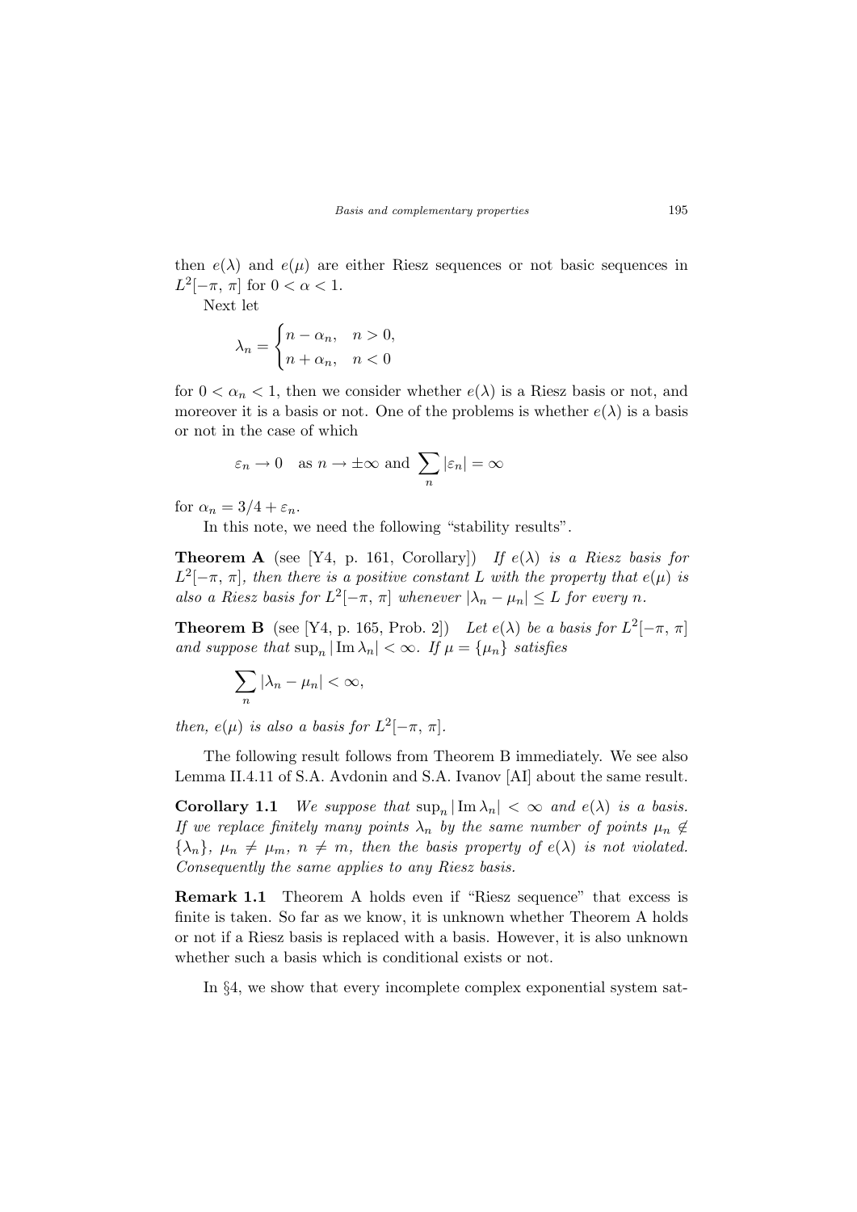then $e(\lambda)$ and $e(\mu)$ are either Riesz sequences or not basic sequences in $L^2[-\pi, \pi]$ for $0 < \alpha < 1$.

Next let

$$\lambda_n = \begin{cases} n - \alpha_n, & n > 0, \\ n + \alpha_n, & n < 0 \end{cases}$$

for $0 < \alpha_n < 1$, then we consider whether $e(\lambda)$ is a Riesz basis or not, and moreover it is a basis or not. One of the problems is whether $e(\lambda)$ is a basis or not in the case of which

$$\varepsilon_n \to 0 \quad \text{as } n \to \pm\infty \text{ and } \sum_n |\varepsilon_n| = \infty$$

for $\alpha_n = 3/4 + \varepsilon_n$.

In this note, we need the following "stability results".

**Theorem A** (see [Y4, p. 161, Corollary]) *If $e(\lambda)$ is a Riesz basis for $L^2[-\pi, \pi]$, then there is a positive constant $L$ with the property that $e(\mu)$ is also a Riesz basis for $L^2[-\pi, \pi]$ whenever $|\lambda_n - \mu_n| \leq L$ for every $n$.*

**Theorem B** (see [Y4, p. 165, Prob. 2]) *Let $e(\lambda)$ be a basis for $L^2[-\pi, \pi]$ and suppose that $\sup_n |\operatorname{Im} \lambda_n| < \infty$. If $\mu = \{\mu_n\}$ satisfies*

$$\sum_n |\lambda_n - \mu_n| < \infty,$$

*then, $e(\mu)$ is also a basis for $L^2[-\pi, \pi]$.*

The following result follows from Theorem B immediately. We see also Lemma II.4.11 of S.A. Avdonin and S.A. Ivanov [AI] about the same result.

**Corollary 1.1** *We suppose that $\sup_n |\operatorname{Im} \lambda_n| < \infty$ and $e(\lambda)$ is a basis. If we replace finitely many points $\lambda_n$ by the same number of points $\mu_n \notin \{\lambda_n\}$, $\mu_n \neq \mu_m$, $n \neq m$, then the basis property of $e(\lambda)$ is not violated. Consequently the same applies to any Riesz basis.*

**Remark 1.1** Theorem A holds even if "Riesz sequence" that excess is finite is taken. So far as we know, it is unknown whether Theorem A holds or not if a Riesz basis is replaced with a basis. However, it is also unknown whether such a basis which is conditional exists or not.

In §4, we show that every incomplete complex exponential system sat-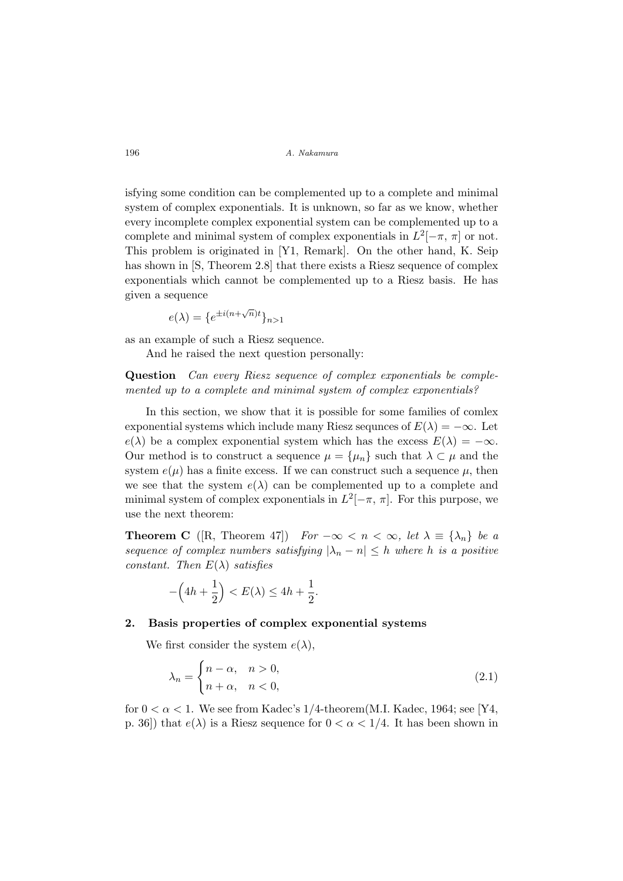isfying some condition can be complemented up to a complete and minimal system of complex exponentials. It is unknown, so far as we know, whether every incomplete complex exponential system can be complemented up to a complete and minimal system of complex exponentials in $L^2[-\pi,\,\pi]$ or not. This problem is originated in [Y1, Remark]. On the other hand, K. Seip has shown in [S, Theorem 2.8] that there exists a Riesz sequence of complex exponentials which cannot be complemented up to a Riesz basis. He has given a sequence

$$e(\lambda) = \{e^{\pm i(n+\sqrt{n})t}\}_{n>1}$$

as an example of such a Riesz sequence.

And he raised the next question personally:

**Question** *Can every Riesz sequence of complex exponentials be complemented up to a complete and minimal system of complex exponentials?*

In this section, we show that it is possible for some families of comlex exponential systems which include many Riesz sequnces of $E(\lambda) = -\infty$. Let $e(\lambda)$ be a complex exponential system which has the excess $E(\lambda) = -\infty$. Our method is to construct a sequence $\mu = \{\mu_n\}$ such that $\lambda \subset \mu$ and the system $e(\mu)$ has a finite excess. If we can construct such a sequence $\mu$, then we see that the system $e(\lambda)$ can be complemented up to a complete and minimal system of complex exponentials in $L^2[-\pi,\,\pi]$. For this purpose, we use the next theorem:

**Theorem C** ([R, Theorem 47]) *For $-\infty < n < \infty$, let $\lambda \equiv \{\lambda_n\}$ be a sequence of complex numbers satisfying $|\lambda_n - n| \le h$ where $h$ is a positive constant. Then $E(\lambda)$ satisfies*

$$-\Big(4h + \frac{1}{2}\Big) < E(\lambda) \le 4h + \frac{1}{2}.$$

## 2. Basis properties of complex exponential systems

We first consider the system $e(\lambda)$,

$$\lambda_n = \begin{cases} n - \alpha, & n > 0, \\ n + \alpha, & n < 0, \end{cases} \tag{2.1}$$

for $0 < \alpha < 1$. We see from Kadec's 1/4-theorem(M.I. Kadec, 1964; see [Y4, p. 36]) that $e(\lambda)$ is a Riesz sequence for $0 < \alpha < 1/4$. It has been shown in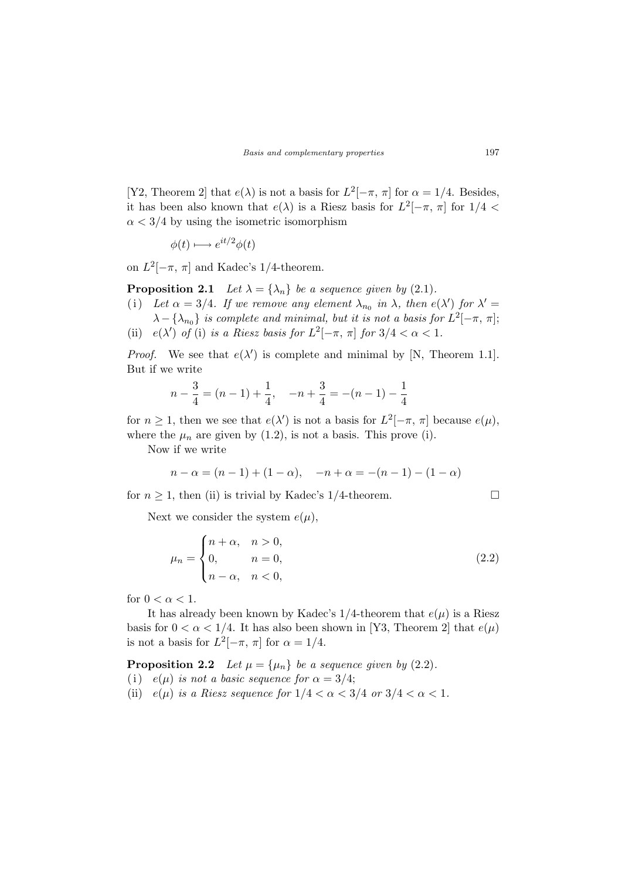[Y2, Theorem 2] that $e(\lambda)$ is not a basis for $L^2[-\pi, \pi]$ for $\alpha = 1/4$. Besides, it has been also known that $e(\lambda)$ is a Riesz basis for $L^2[-\pi, \pi]$ for $1/4 < \alpha < 3/4$ by using the isometric isomorphism

$$\phi(t) \longmapsto e^{it/2}\phi(t)$$

on $L^2[-\pi, \pi]$ and Kadec's 1/4-theorem.

**Proposition 2.1** *Let $\lambda = \{\lambda_n\}$ be a sequence given by* (2.1).

(i) *Let $\alpha = 3/4$. If we remove any element $\lambda_{n_0}$ in $\lambda$, then $e(\lambda')$ for $\lambda' = \lambda - \{\lambda_{n_0}\}$ is complete and minimal, but it is not a basis for $L^2[-\pi, \pi]$;*

(ii) *$e(\lambda')$ of* (i) *is a Riesz basis for $L^2[-\pi, \pi]$ for $3/4 < \alpha < 1$.*

*Proof.* We see that $e(\lambda')$ is complete and minimal by [N, Theorem 1.1]. But if we write

$$n - \frac{3}{4} = (n-1) + \frac{1}{4}, \quad -n + \frac{3}{4} = -(n-1) - \frac{1}{4}$$

for $n \geq 1$, then we see that $e(\lambda')$ is not a basis for $L^2[-\pi, \pi]$ because $e(\mu)$, where the $\mu_n$ are given by (1.2), is not a basis. This prove (i).

Now if we write

$$n - \alpha = (n-1) + (1-\alpha), \quad -n + \alpha = -(n-1) - (1-\alpha)$$

for $n \geq 1$, then (ii) is trivial by Kadec's 1/4-theorem. $\square$

Next we consider the system $e(\mu)$,

$$\mu_n = \begin{cases} n + \alpha, & n > 0, \\ 0, & n = 0, \\ n - \alpha, & n < 0, \end{cases} \tag{2.2}$$

for $0 < \alpha < 1$.

It has already been known by Kadec's 1/4-theorem that $e(\mu)$ is a Riesz basis for $0 < \alpha < 1/4$. It has also been shown in [Y3, Theorem 2] that $e(\mu)$ is not a basis for $L^2[-\pi, \pi]$ for $\alpha = 1/4$.

**Proposition 2.2** *Let $\mu = \{\mu_n\}$ be a sequence given by* (2.2).

(i) *$e(\mu)$ is not a basic sequence for $\alpha = 3/4$;*

(ii) *$e(\mu)$ is a Riesz sequence for $1/4 < \alpha < 3/4$ or $3/4 < \alpha < 1$.*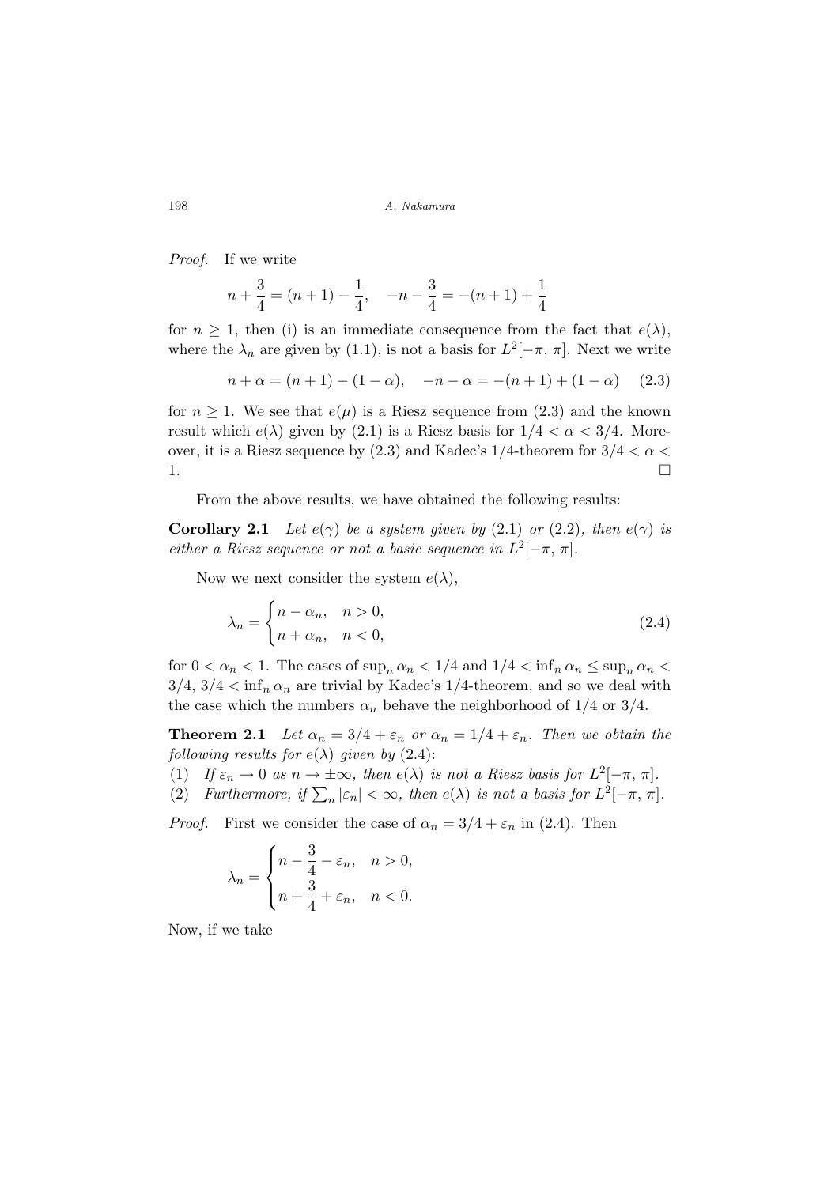*Proof.* If we write

$$n + \frac{3}{4} = (n+1) - \frac{1}{4}, \quad -n - \frac{3}{4} = -(n+1) + \frac{1}{4}$$

for $n \geq 1$, then (i) is an immediate consequence from the fact that $e(\lambda)$, where the $\lambda_n$ are given by (1.1), is not a basis for $L^2[-\pi, \pi]$. Next we write

$$n + \alpha = (n+1) - (1-\alpha), \quad -n - \alpha = -(n+1) + (1-\alpha) \tag{2.3}$$

for $n \geq 1$. We see that $e(\mu)$ is a Riesz sequence from (2.3) and the known result which $e(\lambda)$ given by (2.1) is a Riesz basis for $1/4 < \alpha < 3/4$. Moreover, it is a Riesz sequence by (2.3) and Kadec's 1/4-theorem for $3/4 < \alpha < 1$. $\square$

From the above results, we have obtained the following results:

**Corollary 2.1** *Let $e(\gamma)$ be a system given by (2.1) or (2.2), then $e(\gamma)$ is either a Riesz sequence or not a basic sequence in $L^2[-\pi, \pi]$.*

Now we next consider the system $e(\lambda)$,

$$\lambda_n = \begin{cases} n - \alpha_n, & n > 0, \\ n + \alpha_n, & n < 0, \end{cases} \tag{2.4}$$

for $0 < \alpha_n < 1$. The cases of $\sup_n \alpha_n < 1/4$ and $1/4 < \inf_n \alpha_n \leq \sup_n \alpha_n < 3/4$, $3/4 < \inf_n \alpha_n$ are trivial by Kadec's 1/4-theorem, and so we deal with the case which the numbers $\alpha_n$ behave the neighborhood of 1/4 or 3/4.

**Theorem 2.1** *Let $\alpha_n = 3/4 + \varepsilon_n$ or $\alpha_n = 1/4 + \varepsilon_n$. Then we obtain the following results for $e(\lambda)$ given by (2.4):*

(1) *If $\varepsilon_n \to 0$ as $n \to \pm\infty$, then $e(\lambda)$ is not a Riesz basis for $L^2[-\pi, \pi]$.*

(2) *Furthermore, if $\sum_n |\varepsilon_n| < \infty$, then $e(\lambda)$ is not a basis for $L^2[-\pi, \pi]$.*

*Proof.* First we consider the case of $\alpha_n = 3/4 + \varepsilon_n$ in (2.4). Then

$$\lambda_n = \begin{cases} n - \dfrac{3}{4} - \varepsilon_n, & n > 0, \\[2mm] n + \dfrac{3}{4} + \varepsilon_n, & n < 0. \end{cases}$$

Now, if we take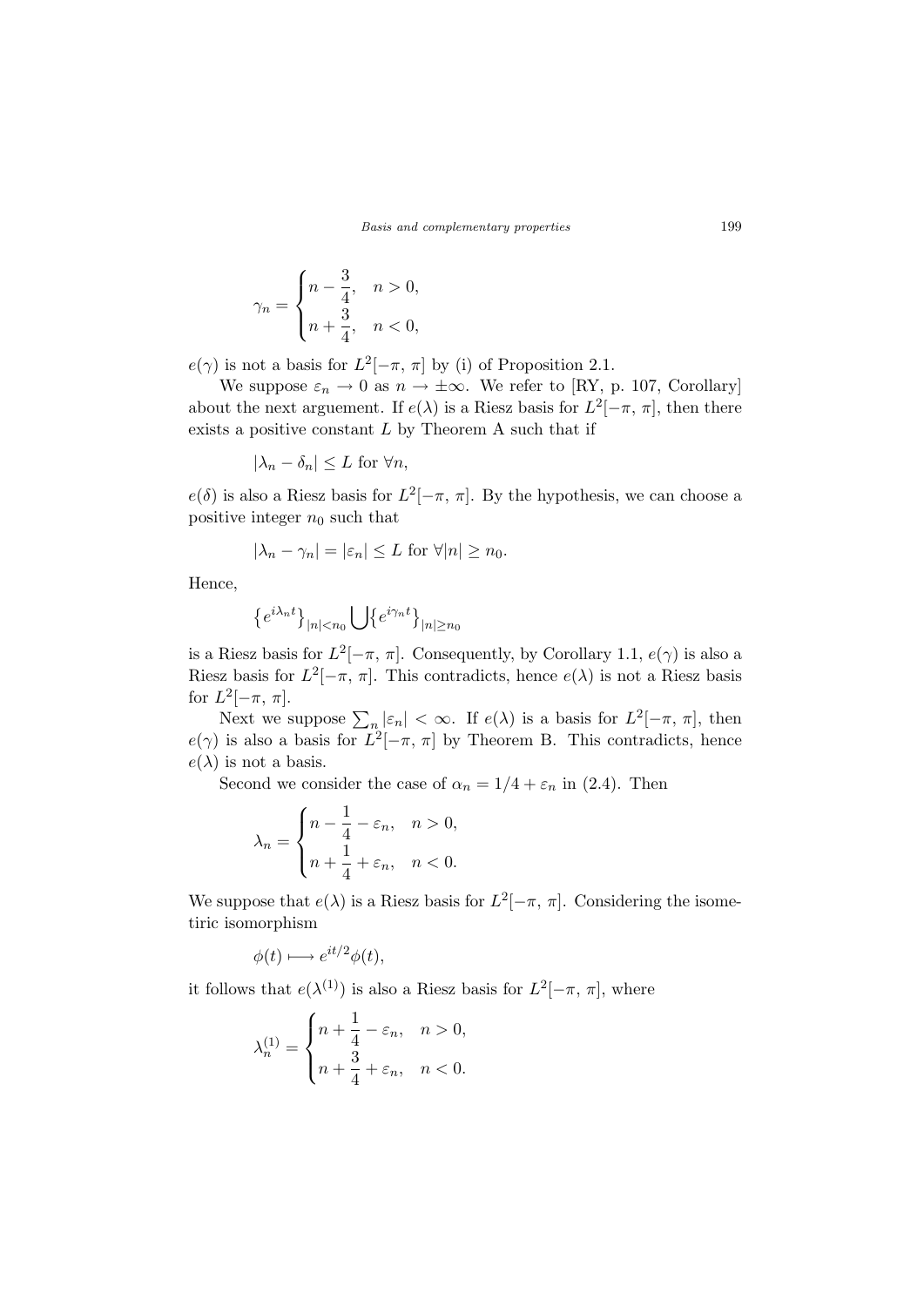$$\gamma_n = \begin{cases} n - \dfrac{3}{4}, & n > 0, \\ n + \dfrac{3}{4}, & n < 0, \end{cases}$$

$e(\gamma)$ is not a basis for $L^2[-\pi, \pi]$ by (i) of Proposition 2.1.

We suppose $\varepsilon_n \to 0$ as $n \to \pm\infty$. We refer to [RY, p. 107, Corollary] about the next arguement. If $e(\lambda)$ is a Riesz basis for $L^2[-\pi, \pi]$, then there exists a positive constant $L$ by Theorem A such that if

$$|\lambda_n - \delta_n| \le L \text{ for } \forall n,$$

$e(\delta)$ is also a Riesz basis for $L^2[-\pi, \pi]$. By the hypothesis, we can choose a positive integer $n_0$ such that

$$|\lambda_n - \gamma_n| = |\varepsilon_n| \le L \text{ for } \forall |n| \ge n_0.$$

Hence,

$$\left\{e^{i\lambda_n t}\right\}_{|n|<n_0} \bigcup \left\{e^{i\gamma_n t}\right\}_{|n|\ge n_0}$$

is a Riesz basis for $L^2[-\pi, \pi]$. Consequently, by Corollary 1.1, $e(\gamma)$ is also a Riesz basis for $L^2[-\pi, \pi]$. This contradicts, hence $e(\lambda)$ is not a Riesz basis for $L^2[-\pi, \pi]$.

Next we suppose $\sum_n |\varepsilon_n| < \infty$. If $e(\lambda)$ is a basis for $L^2[-\pi, \pi]$, then $e(\gamma)$ is also a basis for $L^2[-\pi, \pi]$ by Theorem B. This contradicts, hence $e(\lambda)$ is not a basis.

Second we consider the case of $\alpha_n = 1/4 + \varepsilon_n$ in (2.4). Then

$$\lambda_n = \begin{cases} n - \dfrac{1}{4} - \varepsilon_n, & n > 0, \\ n + \dfrac{1}{4} + \varepsilon_n, & n < 0. \end{cases}$$

We suppose that $e(\lambda)$ is a Riesz basis for $L^2[-\pi, \pi]$. Considering the isometiric isomorphism

$$\phi(t) \longmapsto e^{it/2}\phi(t),$$

it follows that $e(\lambda^{(1)})$ is also a Riesz basis for $L^2[-\pi, \pi]$, where

$$\lambda_n^{(1)} = \begin{cases} n + \dfrac{1}{4} - \varepsilon_n, & n > 0, \\ n + \dfrac{3}{4} + \varepsilon_n, & n < 0. \end{cases}$$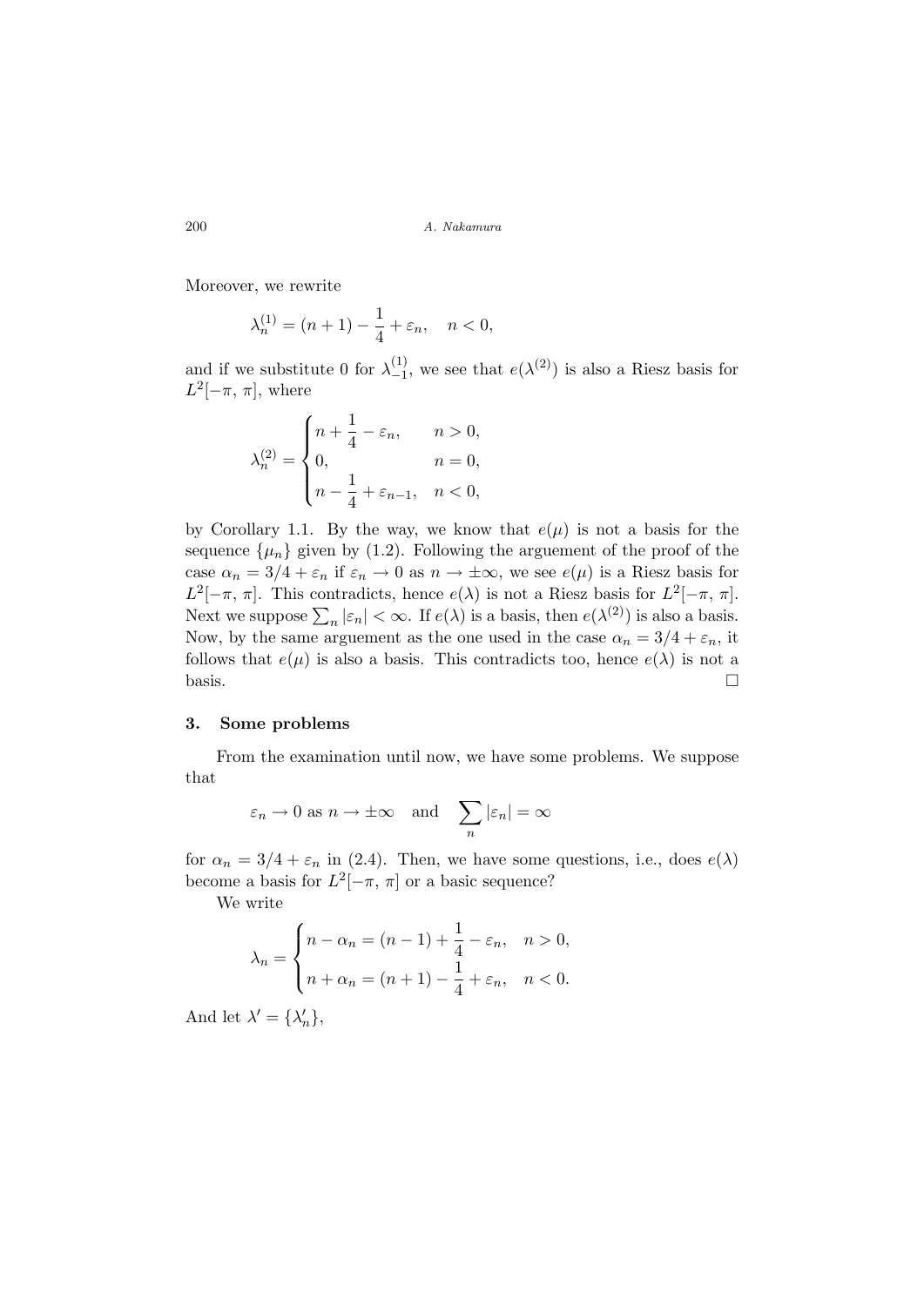Moreover, we rewrite

$$\lambda_n^{(1)} = (n+1) - \frac{1}{4} + \varepsilon_n, \quad n < 0,$$

and if we substitute 0 for $\lambda_{-1}^{(1)}$, we see that $e(\lambda^{(2)})$ is also a Riesz basis for $L^2[-\pi, \pi]$, where

$$\lambda_n^{(2)} = \begin{cases} n + \dfrac{1}{4} - \varepsilon_n, & n > 0, \\ 0, & n = 0, \\ n - \dfrac{1}{4} + \varepsilon_{n-1}, & n < 0, \end{cases}$$

by Corollary 1.1. By the way, we know that $e(\mu)$ is not a basis for the sequence $\{\mu_n\}$ given by (1.2). Following the arguement of the proof of the case $\alpha_n = 3/4 + \varepsilon_n$ if $\varepsilon_n \to 0$ as $n \to \pm\infty$, we see $e(\mu)$ is a Riesz basis for $L^2[-\pi, \pi]$. This contradicts, hence $e(\lambda)$ is not a Riesz basis for $L^2[-\pi, \pi]$. Next we suppose $\sum_n |\varepsilon_n| < \infty$. If $e(\lambda)$ is a basis, then $e(\lambda^{(2)})$ is also a basis. Now, by the same arguement as the one used in the case $\alpha_n = 3/4 + \varepsilon_n$, it follows that $e(\mu)$ is also a basis. This contradicts too, hence $e(\lambda)$ is not a basis. □

## 3. Some problems

From the examination until now, we have some problems. We suppose that

$$\varepsilon_n \to 0 \text{ as } n \to \pm\infty \quad \text{and} \quad \sum_n |\varepsilon_n| = \infty$$

for $\alpha_n = 3/4 + \varepsilon_n$ in (2.4). Then, we have some questions, i.e., does $e(\lambda)$ become a basis for $L^2[-\pi, \pi]$ or a basic sequence?

We write

$$\lambda_n = \begin{cases} n - \alpha_n = (n-1) + \dfrac{1}{4} - \varepsilon_n, & n > 0, \\ n + \alpha_n = (n+1) - \dfrac{1}{4} + \varepsilon_n, & n < 0. \end{cases}$$

And let $\lambda' = \{\lambda'_n\}$,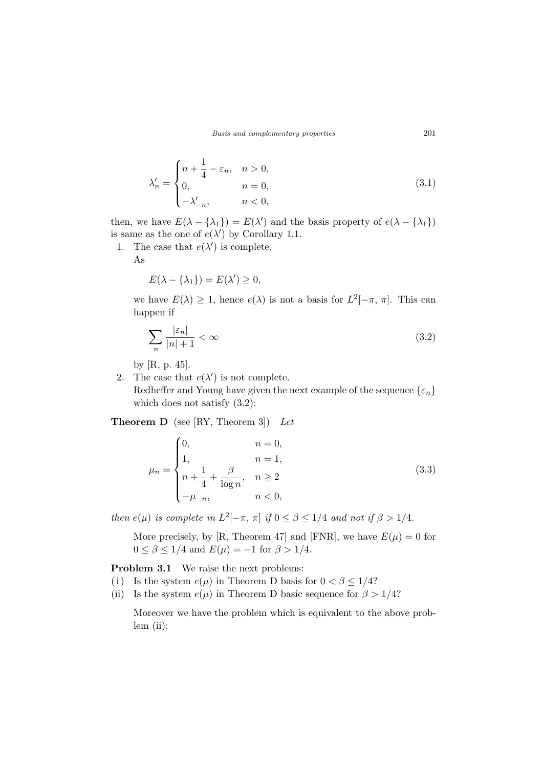$$
\lambda'_n = \begin{cases} n + \dfrac{1}{4} - \varepsilon_n, & n > 0, \\ 0, & n = 0, \\ -\lambda'_{-n}, & n < 0, \end{cases} \tag{3.1}
$$

then, we have $E(\lambda - \{\lambda_1\}) = E(\lambda')$ and the basis property of $e(\lambda - \{\lambda_1\})$ is same as the one of $e(\lambda')$ by Corollary 1.1.

1. The case that $e(\lambda')$ is complete.
   As

   $$E(\lambda - \{\lambda_1\}) = E(\lambda') \geq 0,$$

   we have $E(\lambda) \geq 1$, hence $e(\lambda)$ is not a basis for $L^2[-\pi, \pi]$. This can happen if

   $$\sum_n \frac{|\varepsilon_n|}{|n| + 1} < \infty \tag{3.2}$$

   by [R, p. 45].

2. The case that $e(\lambda')$ is not complete.
   Redheffer and Young have given the next example of the sequence $\{\varepsilon_n\}$ which does not satisfy (3.2):

**Theorem D** (see [RY, Theorem 3]) *Let*

$$
\mu_n = \begin{cases} 0, & n = 0, \\ 1, & n = 1, \\ n + \dfrac{1}{4} + \dfrac{\beta}{\log n}, & n \geq 2 \\ -\mu_{-n}, & n < 0, \end{cases} \tag{3.3}
$$

*then $e(\mu)$ is complete in $L^2[-\pi, \pi]$ if $0 \leq \beta \leq 1/4$ and not if $\beta > 1/4$.*

More precisely, by [R, Theorem 47] and [FNR], we have $E(\mu) = 0$ for $0 \leq \beta \leq 1/4$ and $E(\mu) = -1$ for $\beta > 1/4$.

**Problem 3.1** We raise the next problems:

(i) Is the system $e(\mu)$ in Theorem D basis for $0 < \beta \leq 1/4$?

(ii) Is the system $e(\mu)$ in Theorem D basic sequence for $\beta > 1/4$?

Moreover we have the problem which is equivalent to the above problem (ii):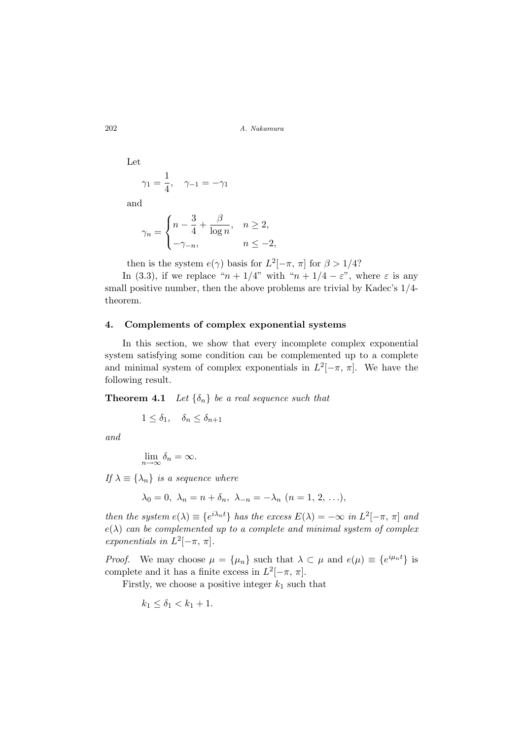Let

$$\gamma_1 = \frac{1}{4}, \quad \gamma_{-1} = -\gamma_1$$

and

$$\gamma_n = \begin{cases} n - \dfrac{3}{4} + \dfrac{\beta}{\log n}, & n \geq 2, \\ -\gamma_{-n}, & n \leq -2, \end{cases}$$

then is the system $e(\gamma)$ basis for $L^2[-\pi, \pi]$ for $\beta > 1/4$?

In (3.3), if we replace "$n + 1/4$" with "$n + 1/4 - \varepsilon$", where $\varepsilon$ is any small positive number, then the above problems are trivial by Kadec's 1/4-theorem.

## 4. Complements of complex exponential systems

In this section, we show that every incomplete complex exponential system satisfying some condition can be complemented up to a complete and minimal system of complex exponentials in $L^2[-\pi, \pi]$. We have the following result.

**Theorem 4.1** *Let $\{\delta_n\}$ be a real sequence such that*

$$1 \leq \delta_1, \quad \delta_n \leq \delta_{n+1}$$

*and*

$$\lim_{n \to \infty} \delta_n = \infty.$$

*If $\lambda \equiv \{\lambda_n\}$ is a sequence where*

$$\lambda_0 = 0, \ \lambda_n = n + \delta_n, \ \lambda_{-n} = -\lambda_n \ (n = 1, 2, \ldots),$$

*then the system $e(\lambda) \equiv \{e^{i\lambda_n t}\}$ has the excess $E(\lambda) = -\infty$ in $L^2[-\pi, \pi]$ and $e(\lambda)$ can be complemented up to a complete and minimal system of complex exponentials in $L^2[-\pi, \pi]$.*

*Proof.* We may choose $\mu = \{\mu_n\}$ such that $\lambda \subset \mu$ and $e(\mu) \equiv \{e^{i\mu_n t}\}$ is complete and it has a finite excess in $L^2[-\pi, \pi]$.

Firstly, we choose a positive integer $k_1$ such that

$$k_1 \leq \delta_1 < k_1 + 1.$$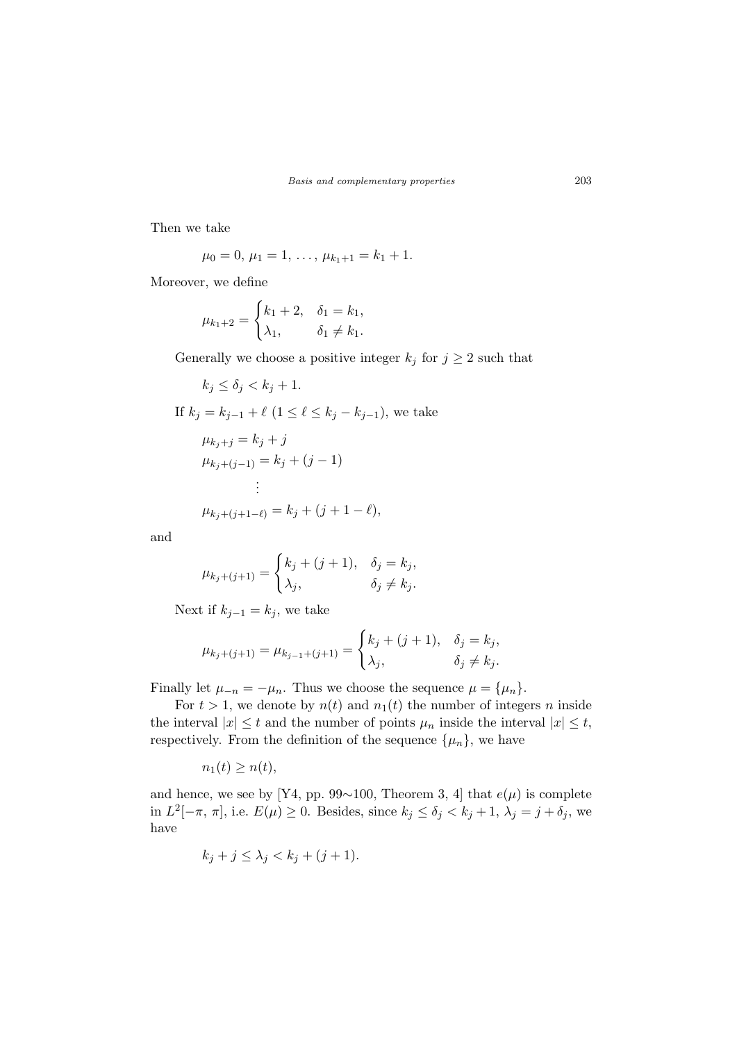Then we take

$$\mu_0 = 0,\ \mu_1 = 1,\ \ldots,\ \mu_{k_1+1} = k_1 + 1.$$

Moreover, we define

$$\mu_{k_1+2} = \begin{cases} k_1 + 2, & \delta_1 = k_1, \\ \lambda_1, & \delta_1 \neq k_1. \end{cases}$$

Generally we choose a positive integer $k_j$ for $j \geq 2$ such that

$$k_j \leq \delta_j < k_j + 1.$$

If $k_j = k_{j-1} + \ell$ $(1 \leq \ell \leq k_j - k_{j-1})$, we take

$$\begin{aligned} &\mu_{k_j+j} = k_j + j \\ &\mu_{k_j+(j-1)} = k_j + (j-1) \\ &\qquad\vdots \\ &\mu_{k_j+(j+1-\ell)} = k_j + (j+1-\ell), \end{aligned}$$

and

$$\mu_{k_j+(j+1)} = \begin{cases} k_j + (j+1), & \delta_j = k_j, \\ \lambda_j, & \delta_j \neq k_j. \end{cases}$$

Next if $k_{j-1} = k_j$, we take

$$\mu_{k_j+(j+1)} = \mu_{k_{j-1}+(j+1)} = \begin{cases} k_j + (j+1), & \delta_j = k_j, \\ \lambda_j, & \delta_j \neq k_j. \end{cases}$$

Finally let $\mu_{-n} = -\mu_n$. Thus we choose the sequence $\mu = \{\mu_n\}$.

For $t > 1$, we denote by $n(t)$ and $n_1(t)$ the number of integers $n$ inside the interval $|x| \leq t$ and the number of points $\mu_n$ inside the interval $|x| \leq t$, respectively. From the definition of the sequence $\{\mu_n\}$, we have

$$n_1(t) \geq n(t),$$

and hence, we see by [Y4, pp. 99∼100, Theorem 3, 4] that $e(\mu)$ is complete in $L^2[-\pi, \pi]$, i.e. $E(\mu) \geq 0$. Besides, since $k_j \leq \delta_j < k_j + 1$, $\lambda_j = j + \delta_j$, we have

$$k_j + j \leq \lambda_j < k_j + (j+1).$$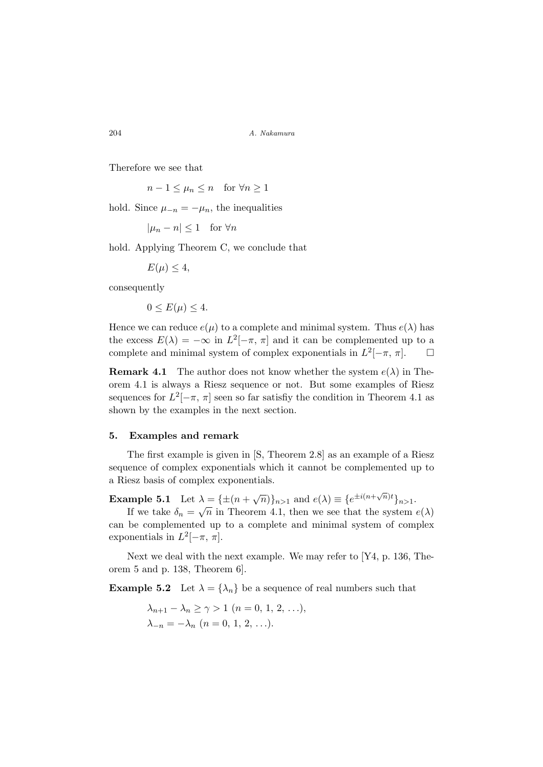Therefore we see that

$$n - 1 \le \mu_n \le n \quad \text{for } \forall n \ge 1$$

hold. Since $\mu_{-n} = -\mu_n$, the inequalities

$$|\mu_n - n| \le 1 \quad \text{for } \forall n$$

hold. Applying Theorem C, we conclude that

$$E(\mu) \le 4,$$

consequently

$$0 \le E(\mu) \le 4.$$

Hence we can reduce $e(\mu)$ to a complete and minimal system. Thus $e(\lambda)$ has the excess $E(\lambda) = -\infty$ in $L^2[-\pi, \pi]$ and it can be complemented up to a complete and minimal system of complex exponentials in $L^2[-\pi, \pi]$. □

**Remark 4.1** The author does not know whether the system $e(\lambda)$ in Theorem 4.1 is always a Riesz sequence or not. But some examples of Riesz sequences for $L^2[-\pi, \pi]$ seen so far satisfiy the condition in Theorem 4.1 as shown by the examples in the next section.

## 5. Examples and remark

The first example is given in [S, Theorem 2.8] as an example of a Riesz sequence of complex exponentials which it cannot be complemented up to a Riesz basis of complex exponentials.

**Example 5.1** Let $\lambda = \{\pm(n + \sqrt{n})\}_{n>1}$ and $e(\lambda) \equiv \{e^{\pm i(n+\sqrt{n})t}\}_{n>1}$.

If we take $\delta_n = \sqrt{n}$ in Theorem 4.1, then we see that the system $e(\lambda)$ can be complemented up to a complete and minimal system of complex exponentials in $L^2[-\pi, \pi]$.

Next we deal with the next example. We may refer to [Y4, p. 136, Theorem 5 and p. 138, Theorem 6].

**Example 5.2** Let $\lambda = \{\lambda_n\}$ be a sequence of real numbers such that

$$\lambda_{n+1} - \lambda_n \ge \gamma > 1 \ (n = 0, 1, 2, \ldots),$$
$$\lambda_{-n} = -\lambda_n \ (n = 0, 1, 2, \ldots).$$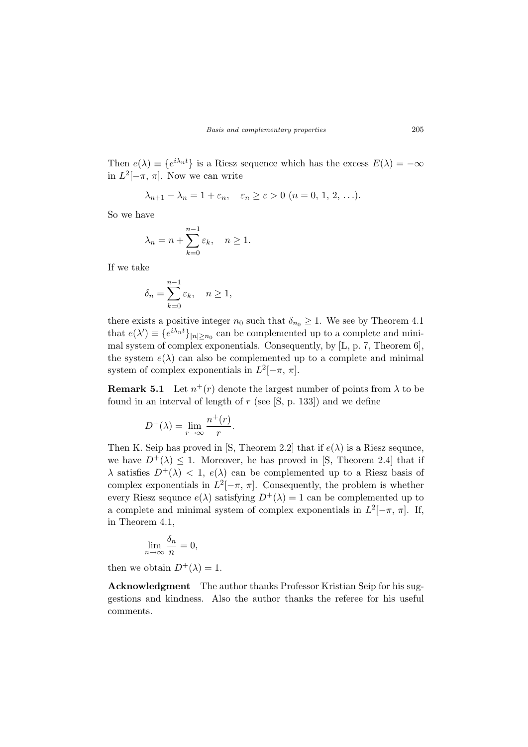Then $e(\lambda) \equiv \{e^{i\lambda_n t}\}$ is a Riesz sequence which has the excess $E(\lambda) = -\infty$ in $L^2[-\pi, \pi]$. Now we can write

$$\lambda_{n+1} - \lambda_n = 1 + \varepsilon_n, \quad \varepsilon_n \geq \varepsilon > 0 \ (n = 0, 1, 2, \ldots).$$

So we have

$$\lambda_n = n + \sum_{k=0}^{n-1} \varepsilon_k, \quad n \geq 1.$$

If we take

$$\delta_n = \sum_{k=0}^{n-1} \varepsilon_k, \quad n \geq 1,$$

there exists a positive integer $n_0$ such that $\delta_{n_0} \geq 1$. We see by Theorem 4.1 that $e(\lambda') \equiv \{e^{i\lambda_n t}\}_{|n| \geq n_0}$ can be complemented up to a complete and minimal system of complex exponentials. Consequently, by [L, p. 7, Theorem 6], the system $e(\lambda)$ can also be complemented up to a complete and minimal system of complex exponentials in $L^2[-\pi, \pi]$.

**Remark 5.1** Let $n^+(r)$ denote the largest number of points from $\lambda$ to be found in an interval of length of $r$ (see [S, p. 133]) and we define

$$D^+(\lambda) = \lim_{r \to \infty} \frac{n^+(r)}{r}.$$

Then K. Seip has proved in [S, Theorem 2.2] that if $e(\lambda)$ is a Riesz sequnce, we have $D^+(\lambda) \leq 1$. Moreover, he has proved in [S, Theorem 2.4] that if $\lambda$ satisfies $D^+(\lambda) < 1$, $e(\lambda)$ can be complemented up to a Riesz basis of complex exponentials in $L^2[-\pi, \pi]$. Consequently, the problem is whether every Riesz sequnce $e(\lambda)$ satisfying $D^+(\lambda) = 1$ can be complemented up to a complete and minimal system of complex exponentials in $L^2[-\pi, \pi]$. If, in Theorem 4.1,

$$\lim_{n \to \infty} \frac{\delta_n}{n} = 0,$$

then we obtain $D^+(\lambda) = 1$.

**Acknowledgment** The author thanks Professor Kristian Seip for his suggestions and kindness. Also the author thanks the referee for his useful comments.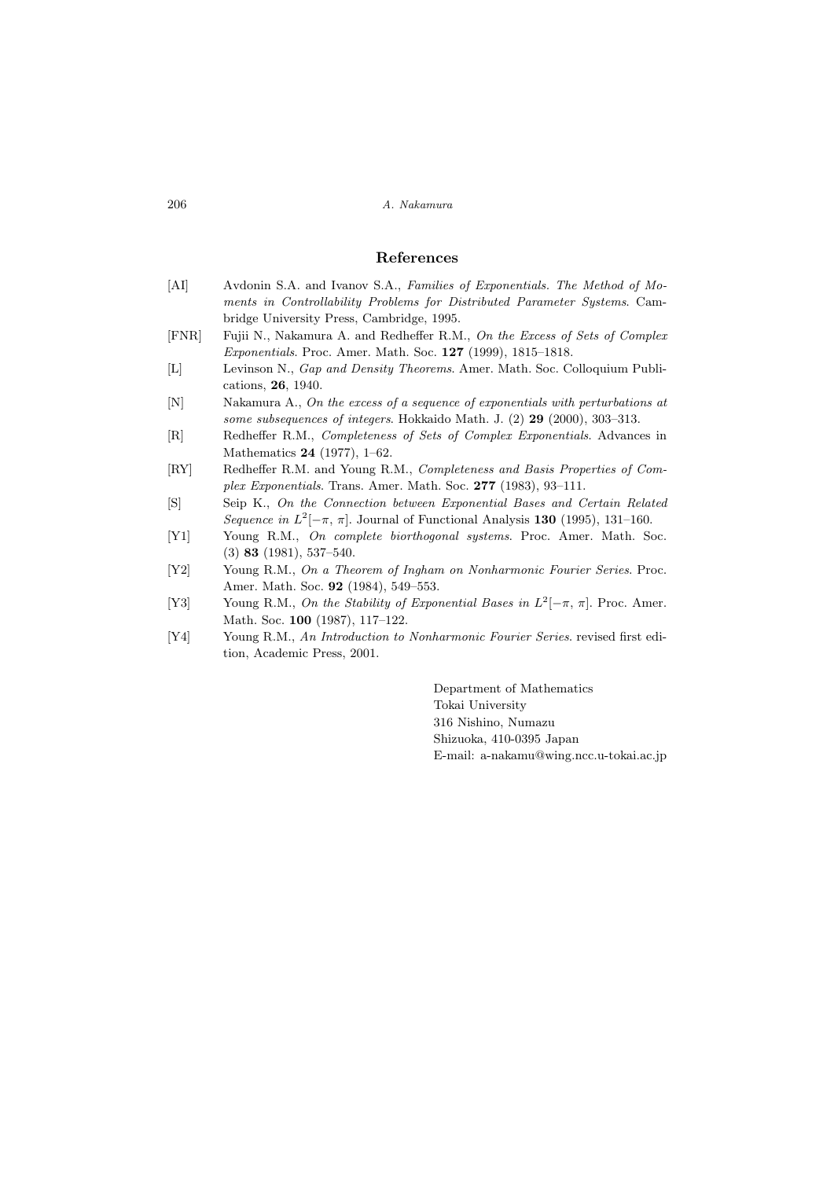## References

[AI] Avdonin S.A. and Ivanov S.A., *Families of Exponentials. The Method of Moments in Controllability Problems for Distributed Parameter Systems*. Cambridge University Press, Cambridge, 1995.

[FNR] Fujii N., Nakamura A. and Redheffer R.M., *On the Excess of Sets of Complex Exponentials*. Proc. Amer. Math. Soc. **127** (1999), 1815–1818.

[L] Levinson N., *Gap and Density Theorems*. Amer. Math. Soc. Colloquium Publications, **26**, 1940.

[N] Nakamura A., *On the excess of a sequence of exponentials with perturbations at some subsequences of integers*. Hokkaido Math. J. (2) **29** (2000), 303–313.

[R] Redheffer R.M., *Completeness of Sets of Complex Exponentials*. Advances in Mathematics **24** (1977), 1–62.

[RY] Redheffer R.M. and Young R.M., *Completeness and Basis Properties of Complex Exponentials*. Trans. Amer. Math. Soc. **277** (1983), 93–111.

[S] Seip K., *On the Connection between Exponential Bases and Certain Related Sequence in $L^2[-\pi, \pi]$*. Journal of Functional Analysis **130** (1995), 131–160.

[Y1] Young R.M., *On complete biorthogonal systems*. Proc. Amer. Math. Soc. (3) **83** (1981), 537–540.

[Y2] Young R.M., *On a Theorem of Ingham on Nonharmonic Fourier Series*. Proc. Amer. Math. Soc. **92** (1984), 549–553.

[Y3] Young R.M., *On the Stability of Exponential Bases in $L^2[-\pi, \pi]$*. Proc. Amer. Math. Soc. **100** (1987), 117–122.

[Y4] Young R.M., *An Introduction to Nonharmonic Fourier Series*. revised first edition, Academic Press, 2001.

Department of Mathematics
Tokai University
316 Nishino, Numazu
Shizuoka, 410-0395 Japan
E-mail: a-nakamu@wing.ncc.u-tokai.ac.jp